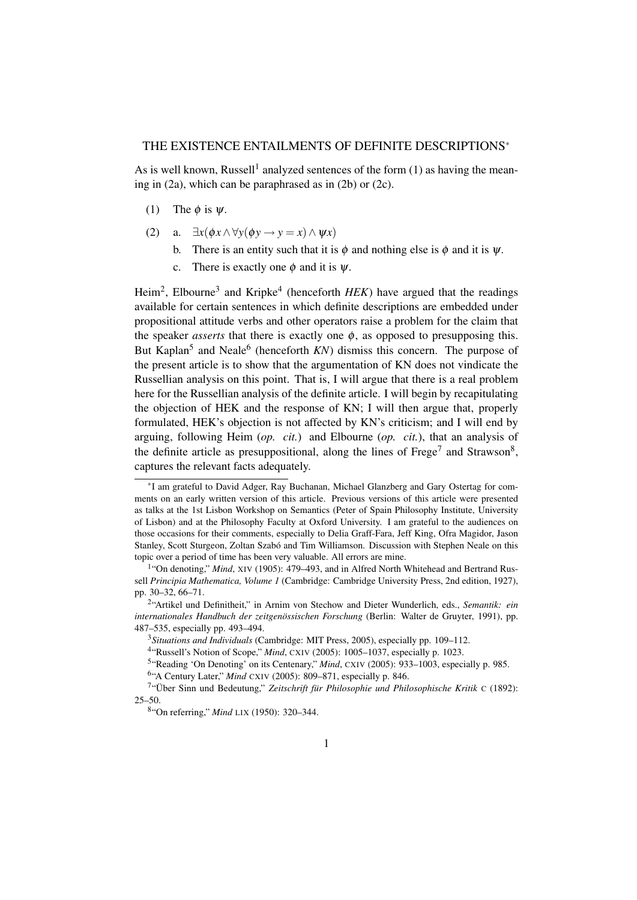# THE EXISTENCE ENTAILMENTS OF DEFINITE DESCRIPTIONS[*]

As is well known, Russell[1] analyzed sentences of the form (1) as having the meaning in (2a), which can be paraphrased as in (2b) or (2c).

(1) The $\phi$ is $\psi$.

(2) a. $\exists x(\phi x \wedge \forall y(\phi y \rightarrow y = x) \wedge \psi x)$

b. There is an entity such that it is $\phi$ and nothing else is $\phi$ and it is $\psi$.

c. There is exactly one $\phi$ and it is $\psi$.

Heim[2], Elbourne[3] and Kripke[4] (henceforth *HEK*) have argued that the readings available for certain sentences in which definite descriptions are embedded under propositional attitude verbs and other operators raise a problem for the claim that the speaker *asserts* that there is exactly one $\phi$, as opposed to presupposing this. But Kaplan[5] and Neale[6] (henceforth *KN*) dismiss this concern. The purpose of the present article is to show that the argumentation of KN does not vindicate the Russellian analysis on this point. That is, I will argue that there is a real problem here for the Russellian analysis of the definite article. I will begin by recapitulating the objection of HEK and the response of KN; I will then argue that, properly formulated, HEK's objection is not affected by KN's criticism; and I will end by arguing, following Heim (*op. cit.*) and Elbourne (*op. cit.*), that an analysis of the definite article as presuppositional, along the lines of Frege[7] and Strawson[8], captures the relevant facts adequately.

---

[*] I am grateful to David Adger, Ray Buchanan, Michael Glanzberg and Gary Ostertag for comments on an early written version of this article. Previous versions of this article were presented as talks at the 1st Lisbon Workshop on Semantics (Peter of Spain Philosophy Institute, University of Lisbon) and at the Philosophy Faculty at Oxford University. I am grateful to the audiences on those occasions for their comments, especially to Delia Graff-Fara, Jeff King, Ofra Magidor, Jason Stanley, Scott Sturgeon, Zoltan Szabó and Tim Williamson. Discussion with Stephen Neale on this topic over a period of time has been very valuable. All errors are mine.

[1] "On denoting," *Mind*, XIV (1905): 479–493, and in Alfred North Whitehead and Bertrand Russell *Principia Mathematica, Volume 1* (Cambridge: Cambridge University Press, 2nd edition, 1927), pp. 30–32, 66–71.

[2] "Artikel und Definitheit," in Arnim von Stechow and Dieter Wunderlich, eds., *Semantik: ein internationales Handbuch der zeitgenössischen Forschung* (Berlin: Walter de Gruyter, 1991), pp. 487–535, especially pp. 493–494.

[3] *Situations and Individuals* (Cambridge: MIT Press, 2005), especially pp. 109–112.

[4] "Russell's Notion of Scope," *Mind*, CXIV (2005): 1005–1037, especially p. 1023.

[5] "Reading 'On Denoting' on its Centenary," *Mind*, CXIV (2005): 933–1003, especially p. 985.

[6] "A Century Later," *Mind* CXIV (2005): 809–871, especially p. 846.

[7] "Über Sinn und Bedeutung," *Zeitschrift für Philosophie und Philosophische Kritik* C (1892): 25–50.

[8] "On referring," *Mind* LIX (1950): 320–344.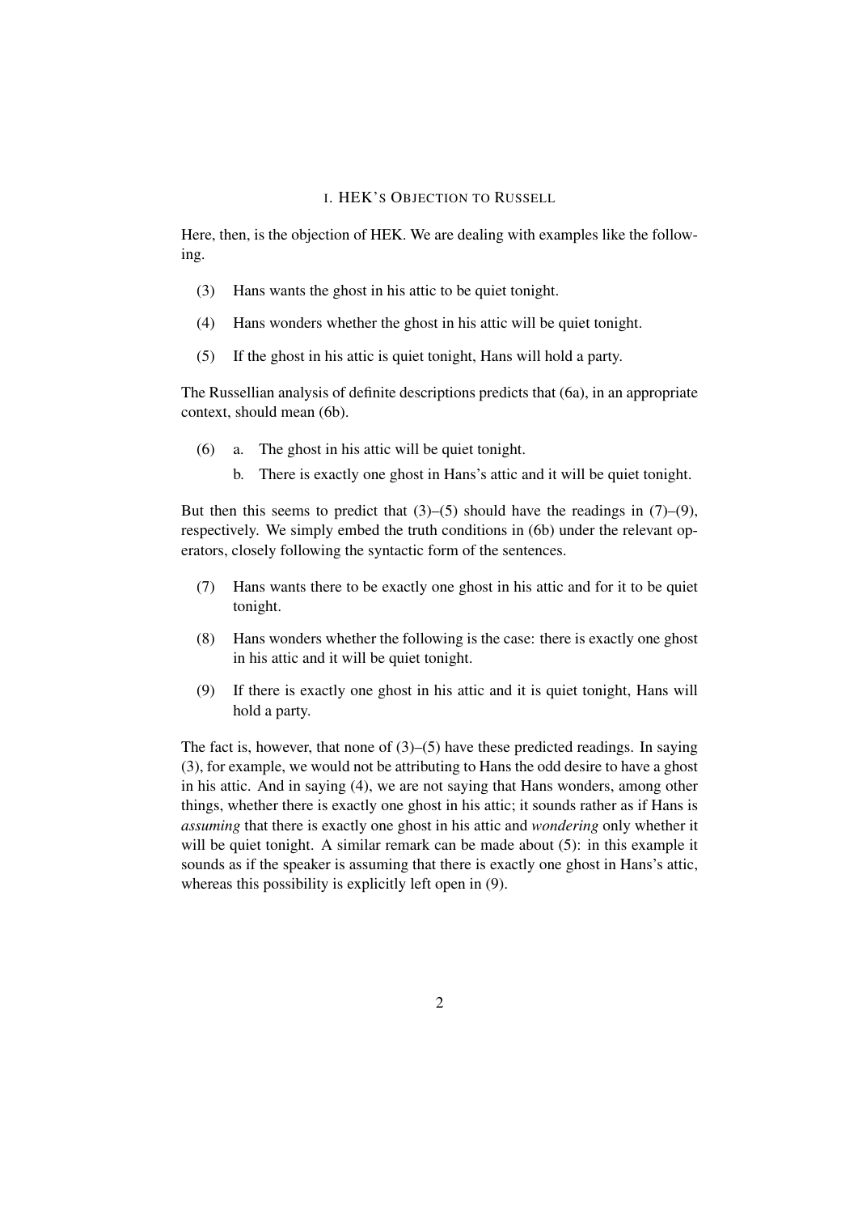## I. HEK's Objection to Russell

Here, then, is the objection of HEK. We are dealing with examples like the following.

(3) Hans wants the ghost in his attic to be quiet tonight.

(4) Hans wonders whether the ghost in his attic will be quiet tonight.

(5) If the ghost in his attic is quiet tonight, Hans will hold a party.

The Russellian analysis of definite descriptions predicts that (6a), in an appropriate context, should mean (6b).

(6) a. The ghost in his attic will be quiet tonight.

b. There is exactly one ghost in Hans's attic and it will be quiet tonight.

But then this seems to predict that (3)–(5) should have the readings in (7)–(9), respectively. We simply embed the truth conditions in (6b) under the relevant operators, closely following the syntactic form of the sentences.

(7) Hans wants there to be exactly one ghost in his attic and for it to be quiet tonight.

(8) Hans wonders whether the following is the case: there is exactly one ghost in his attic and it will be quiet tonight.

(9) If there is exactly one ghost in his attic and it is quiet tonight, Hans will hold a party.

The fact is, however, that none of (3)–(5) have these predicted readings. In saying (3), for example, we would not be attributing to Hans the odd desire to have a ghost in his attic. And in saying (4), we are not saying that Hans wonders, among other things, whether there is exactly one ghost in his attic; it sounds rather as if Hans is *assuming* that there is exactly one ghost in his attic and *wondering* only whether it will be quiet tonight. A similar remark can be made about (5): in this example it sounds as if the speaker is assuming that there is exactly one ghost in Hans's attic, whereas this possibility is explicitly left open in (9).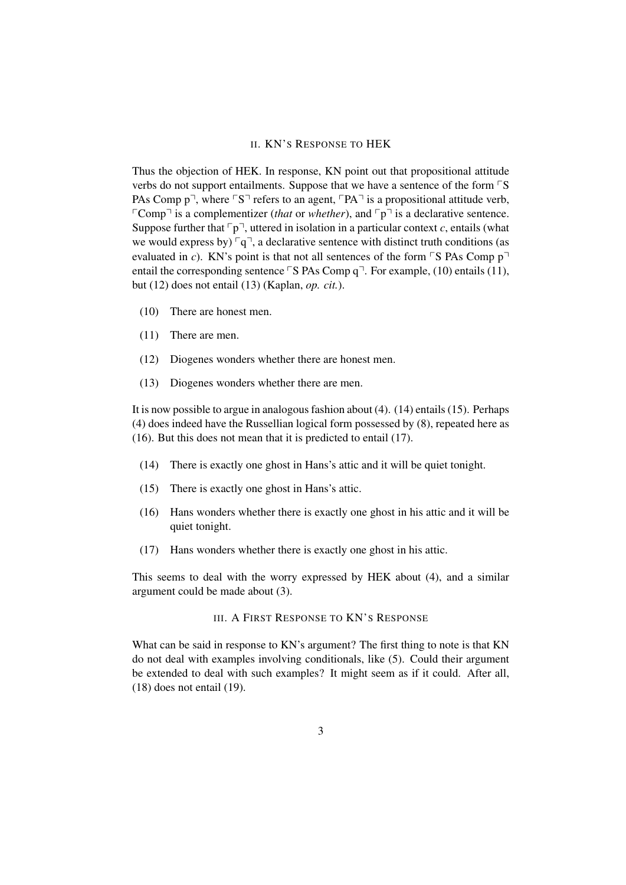## II. KN's Response to HEK

Thus the objection of HEK. In response, KN point out that propositional attitude verbs do not support entailments. Suppose that we have a sentence of the form ⌜S PAs Comp p⌝, where ⌜S⌝ refers to an agent, ⌜PA⌝ is a propositional attitude verb, ⌜Comp⌝ is a complementizer (*that* or *whether*), and ⌜p⌝ is a declarative sentence. Suppose further that ⌜p⌝, uttered in isolation in a particular context *c*, entails (what we would express by) ⌜q⌝, a declarative sentence with distinct truth conditions (as evaluated in *c*). KN's point is that not all sentences of the form ⌜S PAs Comp p⌝ entail the corresponding sentence ⌜S PAs Comp q⌝. For example, (10) entails (11), but (12) does not entail (13) (Kaplan, *op. cit.*).

(10) There are honest men.

(11) There are men.

(12) Diogenes wonders whether there are honest men.

(13) Diogenes wonders whether there are men.

It is now possible to argue in analogous fashion about (4). (14) entails (15). Perhaps (4) does indeed have the Russellian logical form possessed by (8), repeated here as (16). But this does not mean that it is predicted to entail (17).

(14) There is exactly one ghost in Hans's attic and it will be quiet tonight.

(15) There is exactly one ghost in Hans's attic.

(16) Hans wonders whether there is exactly one ghost in his attic and it will be quiet tonight.

(17) Hans wonders whether there is exactly one ghost in his attic.

This seems to deal with the worry expressed by HEK about (4), and a similar argument could be made about (3).

## III. A First Response to KN's Response

What can be said in response to KN's argument? The first thing to note is that KN do not deal with examples involving conditionals, like (5). Could their argument be extended to deal with such examples? It might seem as if it could. After all, (18) does not entail (19).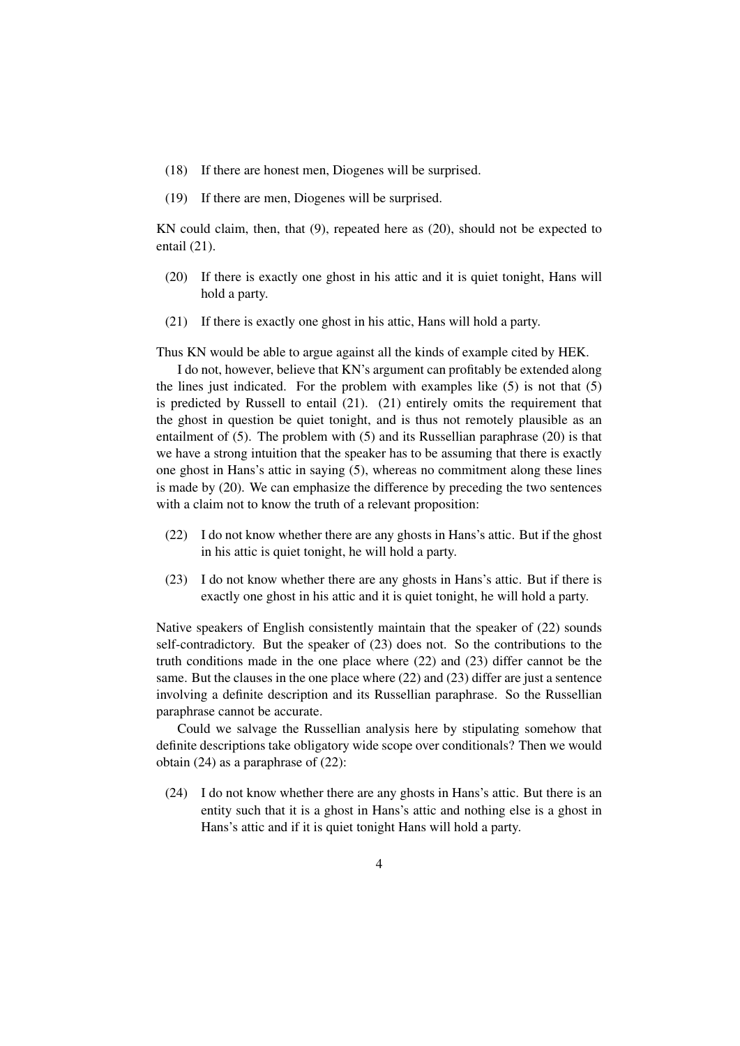(18) If there are honest men, Diogenes will be surprised.

(19) If there are men, Diogenes will be surprised.

KN could claim, then, that (9), repeated here as (20), should not be expected to entail (21).

(20) If there is exactly one ghost in his attic and it is quiet tonight, Hans will hold a party.

(21) If there is exactly one ghost in his attic, Hans will hold a party.

Thus KN would be able to argue against all the kinds of example cited by HEK.

I do not, however, believe that KN's argument can profitably be extended along the lines just indicated. For the problem with examples like (5) is not that (5) is predicted by Russell to entail (21). (21) entirely omits the requirement that the ghost in question be quiet tonight, and is thus not remotely plausible as an entailment of (5). The problem with (5) and its Russellian paraphrase (20) is that we have a strong intuition that the speaker has to be assuming that there is exactly one ghost in Hans's attic in saying (5), whereas no commitment along these lines is made by (20). We can emphasize the difference by preceding the two sentences with a claim not to know the truth of a relevant proposition:

(22) I do not know whether there are any ghosts in Hans's attic. But if the ghost in his attic is quiet tonight, he will hold a party.

(23) I do not know whether there are any ghosts in Hans's attic. But if there is exactly one ghost in his attic and it is quiet tonight, he will hold a party.

Native speakers of English consistently maintain that the speaker of (22) sounds self-contradictory. But the speaker of (23) does not. So the contributions to the truth conditions made in the one place where (22) and (23) differ cannot be the same. But the clauses in the one place where (22) and (23) differ are just a sentence involving a definite description and its Russellian paraphrase. So the Russellian paraphrase cannot be accurate.

Could we salvage the Russellian analysis here by stipulating somehow that definite descriptions take obligatory wide scope over conditionals? Then we would obtain (24) as a paraphrase of (22):

(24) I do not know whether there are any ghosts in Hans's attic. But there is an entity such that it is a ghost in Hans's attic and nothing else is a ghost in Hans's attic and if it is quiet tonight Hans will hold a party.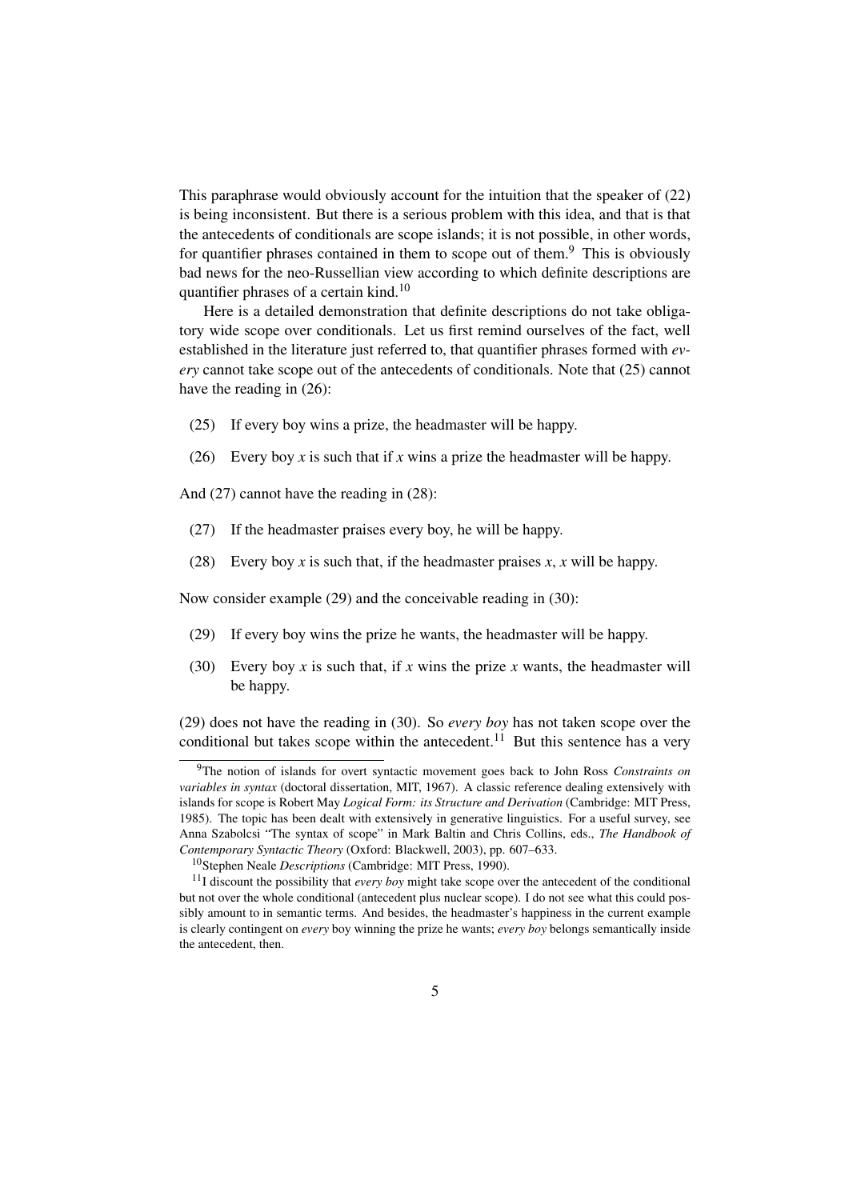This paraphrase would obviously account for the intuition that the speaker of (22) is being inconsistent. But there is a serious problem with this idea, and that is that the antecedents of conditionals are scope islands; it is not possible, in other words, for quantifier phrases contained in them to scope out of them.[9] This is obviously bad news for the neo-Russellian view according to which definite descriptions are quantifier phrases of a certain kind.[10]

Here is a detailed demonstration that definite descriptions do not take obligatory wide scope over conditionals. Let us first remind ourselves of the fact, well established in the literature just referred to, that quantifier phrases formed with *every* cannot take scope out of the antecedents of conditionals. Note that (25) cannot have the reading in (26):

(25) If every boy wins a prize, the headmaster will be happy.

(26) Every boy *x* is such that if *x* wins a prize the headmaster will be happy.

And (27) cannot have the reading in (28):

(27) If the headmaster praises every boy, he will be happy.

(28) Every boy *x* is such that, if the headmaster praises *x*, *x* will be happy.

Now consider example (29) and the conceivable reading in (30):

(29) If every boy wins the prize he wants, the headmaster will be happy.

(30) Every boy *x* is such that, if *x* wins the prize *x* wants, the headmaster will be happy.

(29) does not have the reading in (30). So *every boy* has not taken scope over the conditional but takes scope within the antecedent.[11] But this sentence has a very

---

[9] The notion of islands for overt syntactic movement goes back to John Ross *Constraints on variables in syntax* (doctoral dissertation, MIT, 1967). A classic reference dealing extensively with islands for scope is Robert May *Logical Form: its Structure and Derivation* (Cambridge: MIT Press, 1985). The topic has been dealt with extensively in generative linguistics. For a useful survey, see Anna Szabolcsi "The syntax of scope" in Mark Baltin and Chris Collins, eds., *The Handbook of Contemporary Syntactic Theory* (Oxford: Blackwell, 2003), pp. 607–633.

[10] Stephen Neale *Descriptions* (Cambridge: MIT Press, 1990).

[11] I discount the possibility that *every boy* might take scope over the antecedent of the conditional but not over the whole conditional (antecedent plus nuclear scope). I do not see what this could possibly amount to in semantic terms. And besides, the headmaster's happiness in the current example is clearly contingent on *every* boy winning the prize he wants; *every boy* belongs semantically inside the antecedent, then.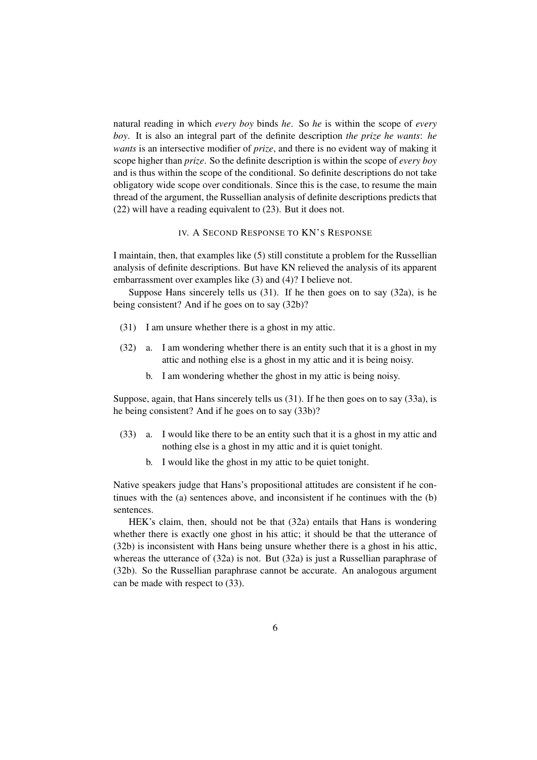natural reading in which *every boy* binds *he*. So *he* is within the scope of *every boy*. It is also an integral part of the definite description *the prize he wants*: *he wants* is an intersective modifier of *prize*, and there is no evident way of making it scope higher than *prize*. So the definite description is within the scope of *every boy* and is thus within the scope of the conditional. So definite descriptions do not take obligatory wide scope over conditionals. Since this is the case, to resume the main thread of the argument, the Russellian analysis of definite descriptions predicts that (22) will have a reading equivalent to (23). But it does not.

## IV. A Second Response to KN's Response

I maintain, then, that examples like (5) still constitute a problem for the Russellian analysis of definite descriptions. But have KN relieved the analysis of its apparent embarrassment over examples like (3) and (4)? I believe not.

Suppose Hans sincerely tells us (31). If he then goes on to say (32a), is he being consistent? And if he goes on to say (32b)?

(31) I am unsure whether there is a ghost in my attic.

(32) a. I am wondering whether there is an entity such that it is a ghost in my attic and nothing else is a ghost in my attic and it is being noisy.

b. I am wondering whether the ghost in my attic is being noisy.

Suppose, again, that Hans sincerely tells us (31). If he then goes on to say (33a), is he being consistent? And if he goes on to say (33b)?

(33) a. I would like there to be an entity such that it is a ghost in my attic and nothing else is a ghost in my attic and it is quiet tonight.

b. I would like the ghost in my attic to be quiet tonight.

Native speakers judge that Hans's propositional attitudes are consistent if he continues with the (a) sentences above, and inconsistent if he continues with the (b) sentences.

HEK's claim, then, should not be that (32a) entails that Hans is wondering whether there is exactly one ghost in his attic; it should be that the utterance of (32b) is inconsistent with Hans being unsure whether there is a ghost in his attic, whereas the utterance of (32a) is not. But (32a) is just a Russellian paraphrase of (32b). So the Russellian paraphrase cannot be accurate. An analogous argument can be made with respect to (33).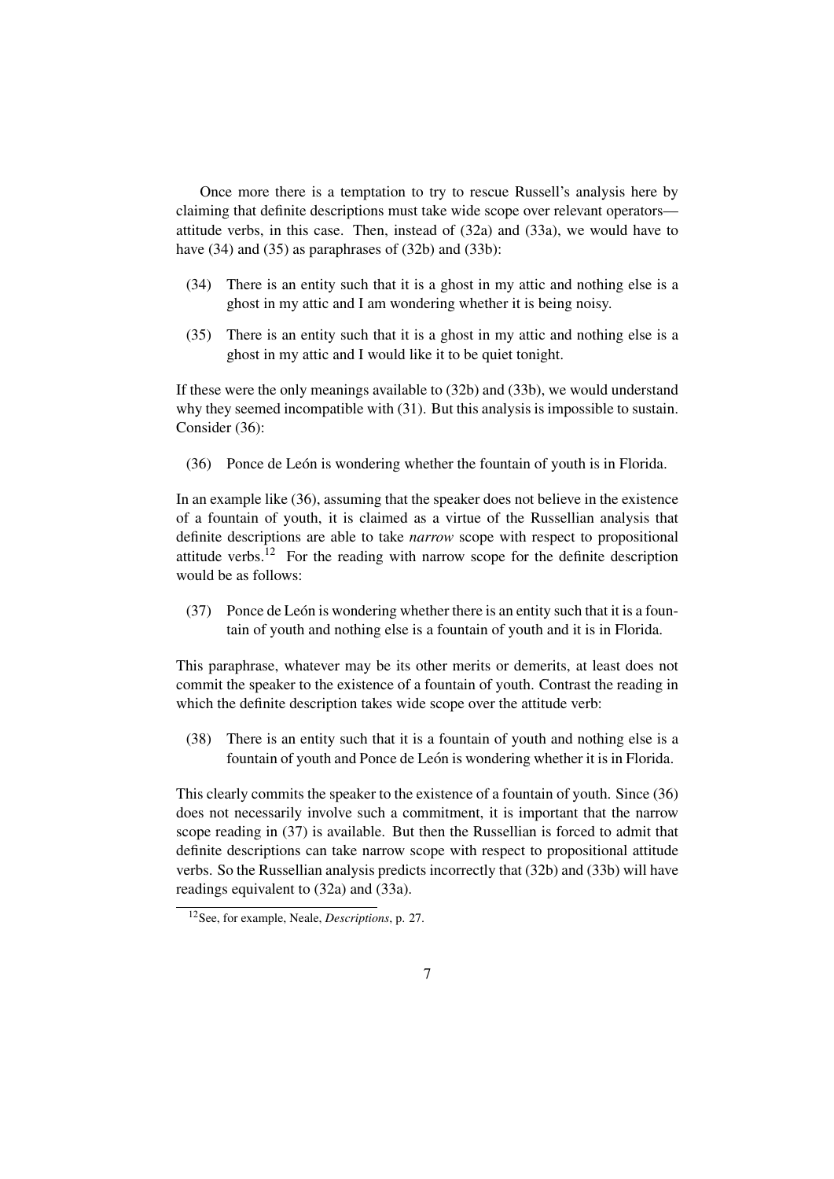Once more there is a temptation to try to rescue Russell's analysis here by claiming that definite descriptions must take wide scope over relevant operators—attitude verbs, in this case. Then, instead of (32a) and (33a), we would have to have (34) and (35) as paraphrases of (32b) and (33b):

(34) There is an entity such that it is a ghost in my attic and nothing else is a ghost in my attic and I am wondering whether it is being noisy.

(35) There is an entity such that it is a ghost in my attic and nothing else is a ghost in my attic and I would like it to be quiet tonight.

If these were the only meanings available to (32b) and (33b), we would understand why they seemed incompatible with (31). But this analysis is impossible to sustain. Consider (36):

(36) Ponce de León is wondering whether the fountain of youth is in Florida.

In an example like (36), assuming that the speaker does not believe in the existence of a fountain of youth, it is claimed as a virtue of the Russellian analysis that definite descriptions are able to take *narrow* scope with respect to propositional attitude verbs.[12] For the reading with narrow scope for the definite description would be as follows:

(37) Ponce de León is wondering whether there is an entity such that it is a fountain of youth and nothing else is a fountain of youth and it is in Florida.

This paraphrase, whatever may be its other merits or demerits, at least does not commit the speaker to the existence of a fountain of youth. Contrast the reading in which the definite description takes wide scope over the attitude verb:

(38) There is an entity such that it is a fountain of youth and nothing else is a fountain of youth and Ponce de León is wondering whether it is in Florida.

This clearly commits the speaker to the existence of a fountain of youth. Since (36) does not necessarily involve such a commitment, it is important that the narrow scope reading in (37) is available. But then the Russellian is forced to admit that definite descriptions can take narrow scope with respect to propositional attitude verbs. So the Russellian analysis predicts incorrectly that (32b) and (33b) will have readings equivalent to (32a) and (33a).

[12] See, for example, Neale, *Descriptions*, p. 27.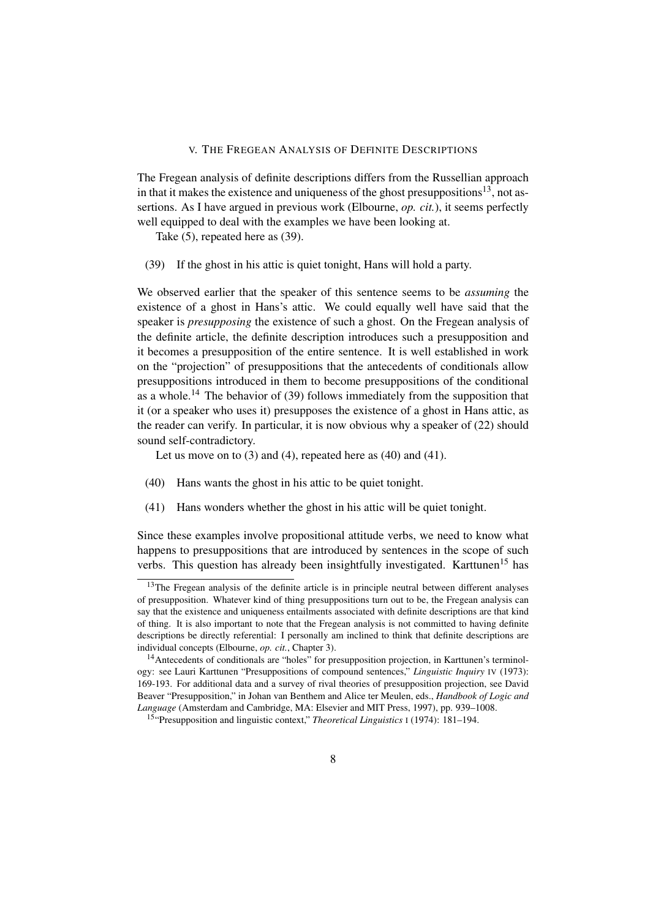## V. The Fregean Analysis of Definite Descriptions

The Fregean analysis of definite descriptions differs from the Russellian approach in that it makes the existence and uniqueness of the ghost presuppositions[13], not assertions. As I have argued in previous work (Elbourne, *op. cit.*), it seems perfectly well equipped to deal with the examples we have been looking at.

Take (5), repeated here as (39).

(39) If the ghost in his attic is quiet tonight, Hans will hold a party.

We observed earlier that the speaker of this sentence seems to be *assuming* the existence of a ghost in Hans's attic. We could equally well have said that the speaker is *presupposing* the existence of such a ghost. On the Fregean analysis of the definite article, the definite description introduces such a presupposition and it becomes a presupposition of the entire sentence. It is well established in work on the "projection" of presuppositions that the antecedents of conditionals allow presuppositions introduced in them to become presuppositions of the conditional as a whole.[14] The behavior of (39) follows immediately from the supposition that it (or a speaker who uses it) presupposes the existence of a ghost in Hans attic, as the reader can verify. In particular, it is now obvious why a speaker of (22) should sound self-contradictory.

Let us move on to (3) and (4), repeated here as (40) and (41).

(40) Hans wants the ghost in his attic to be quiet tonight.

(41) Hans wonders whether the ghost in his attic will be quiet tonight.

Since these examples involve propositional attitude verbs, we need to know what happens to presuppositions that are introduced by sentences in the scope of such verbs. This question has already been insightfully investigated. Karttunen[15] has

---

[13] The Fregean analysis of the definite article is in principle neutral between different analyses of presupposition. Whatever kind of thing presuppositions turn out to be, the Fregean analysis can say that the existence and uniqueness entailments associated with definite descriptions are that kind of thing. It is also important to note that the Fregean analysis is not committed to having definite descriptions be directly referential: I personally am inclined to think that definite descriptions are individual concepts (Elbourne, *op. cit.*, Chapter 3).

[14] Antecedents of conditionals are "holes" for presupposition projection, in Karttunen's terminology: see Lauri Karttunen "Presuppositions of compound sentences," *Linguistic Inquiry* IV (1973): 169-193. For additional data and a survey of rival theories of presupposition projection, see David Beaver "Presupposition," in Johan van Benthem and Alice ter Meulen, eds., *Handbook of Logic and Language* (Amsterdam and Cambridge, MA: Elsevier and MIT Press, 1997), pp. 939–1008.

[15] "Presupposition and linguistic context," *Theoretical Linguistics* I (1974): 181–194.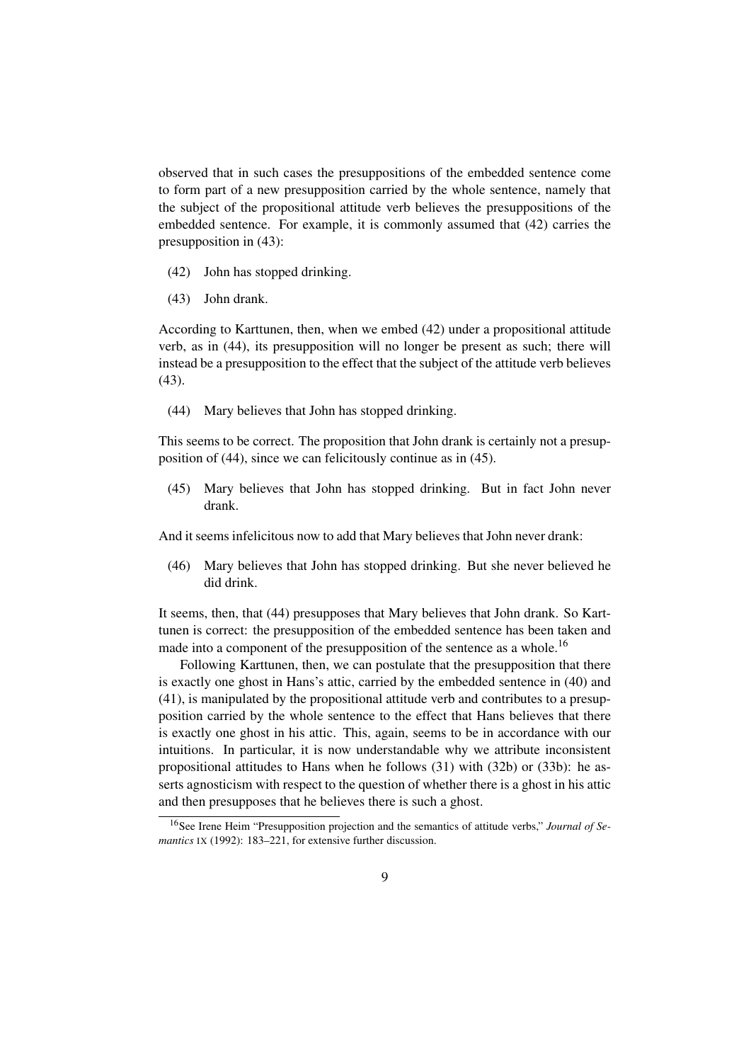observed that in such cases the presuppositions of the embedded sentence come to form part of a new presupposition carried by the whole sentence, namely that the subject of the propositional attitude verb believes the presuppositions of the embedded sentence. For example, it is commonly assumed that (42) carries the presupposition in (43):

(42) John has stopped drinking.

(43) John drank.

According to Karttunen, then, when we embed (42) under a propositional attitude verb, as in (44), its presupposition will no longer be present as such; there will instead be a presupposition to the effect that the subject of the attitude verb believes (43).

(44) Mary believes that John has stopped drinking.

This seems to be correct. The proposition that John drank is certainly not a presupposition of (44), since we can felicitously continue as in (45).

(45) Mary believes that John has stopped drinking. But in fact John never drank.

And it seems infelicitous now to add that Mary believes that John never drank:

(46) Mary believes that John has stopped drinking. But she never believed he did drink.

It seems, then, that (44) presupposes that Mary believes that John drank. So Karttunen is correct: the presupposition of the embedded sentence has been taken and made into a component of the presupposition of the sentence as a whole.[16]

Following Karttunen, then, we can postulate that the presupposition that there is exactly one ghost in Hans's attic, carried by the embedded sentence in (40) and (41), is manipulated by the propositional attitude verb and contributes to a presupposition carried by the whole sentence to the effect that Hans believes that there is exactly one ghost in his attic. This, again, seems to be in accordance with our intuitions. In particular, it is now understandable why we attribute inconsistent propositional attitudes to Hans when he follows (31) with (32b) or (33b): he asserts agnosticism with respect to the question of whether there is a ghost in his attic and then presupposes that he believes there is such a ghost.

[16] See Irene Heim "Presupposition projection and the semantics of attitude verbs," *Journal of Semantics* IX (1992): 183–221, for extensive further discussion.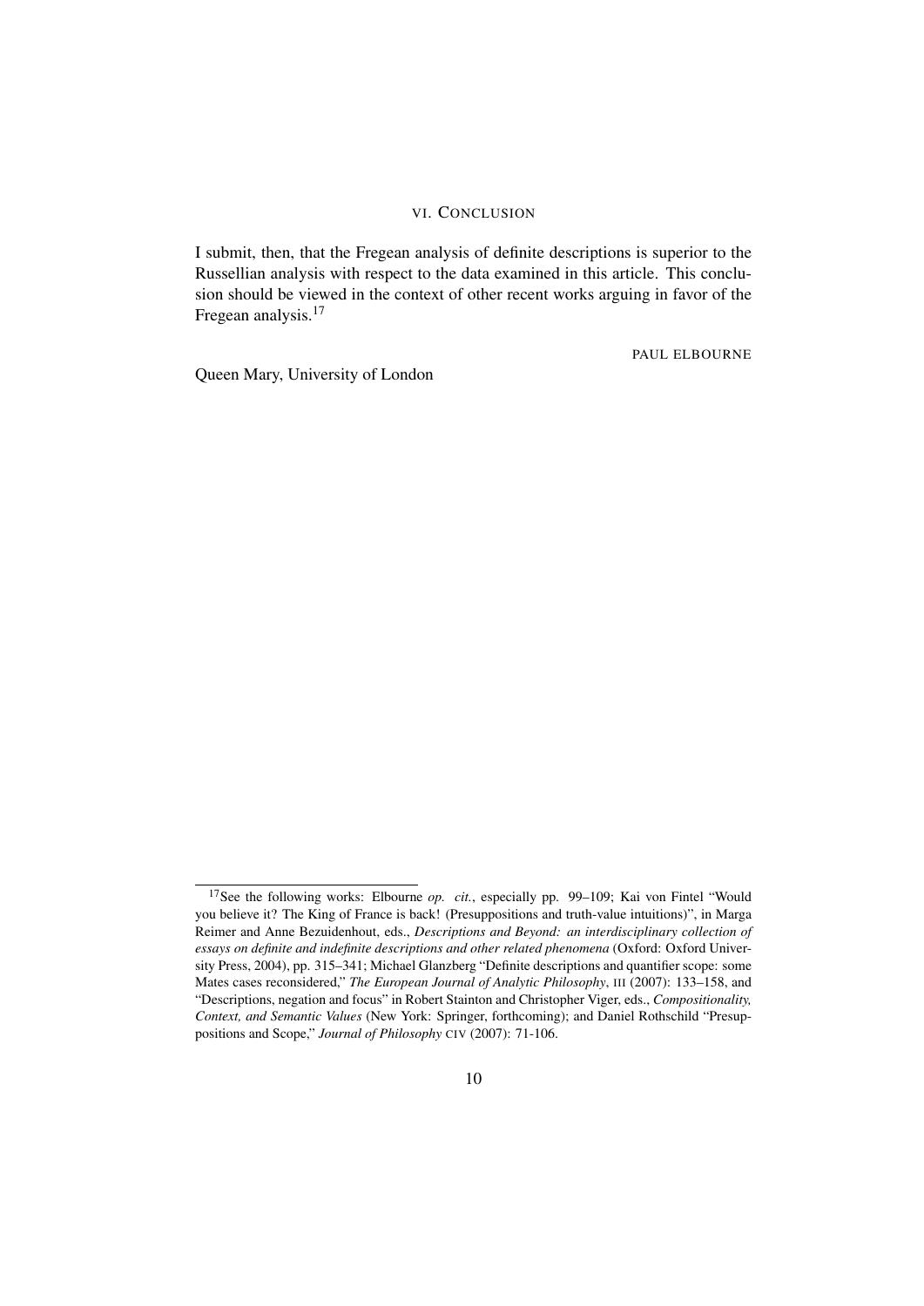## VI. CONCLUSION

I submit, then, that the Fregean analysis of definite descriptions is superior to the Russellian analysis with respect to the data examined in this article. This conclusion should be viewed in the context of other recent works arguing in favor of the Fregean analysis.[17]

PAUL ELBOURNE

Queen Mary, University of London

---

[17]See the following works: Elbourne *op. cit.*, especially pp. 99–109; Kai von Fintel "Would you believe it? The King of France is back! (Presuppositions and truth-value intuitions)", in Marga Reimer and Anne Bezuidenhout, eds., *Descriptions and Beyond: an interdisciplinary collection of essays on definite and indefinite descriptions and other related phenomena* (Oxford: Oxford University Press, 2004), pp. 315–341; Michael Glanzberg "Definite descriptions and quantifier scope: some Mates cases reconsidered," *The European Journal of Analytic Philosophy*, III (2007): 133–158, and "Descriptions, negation and focus" in Robert Stainton and Christopher Viger, eds., *Compositionality, Context, and Semantic Values* (New York: Springer, forthcoming); and Daniel Rothschild "Presuppositions and Scope," *Journal of Philosophy* CIV (2007): 71-106.